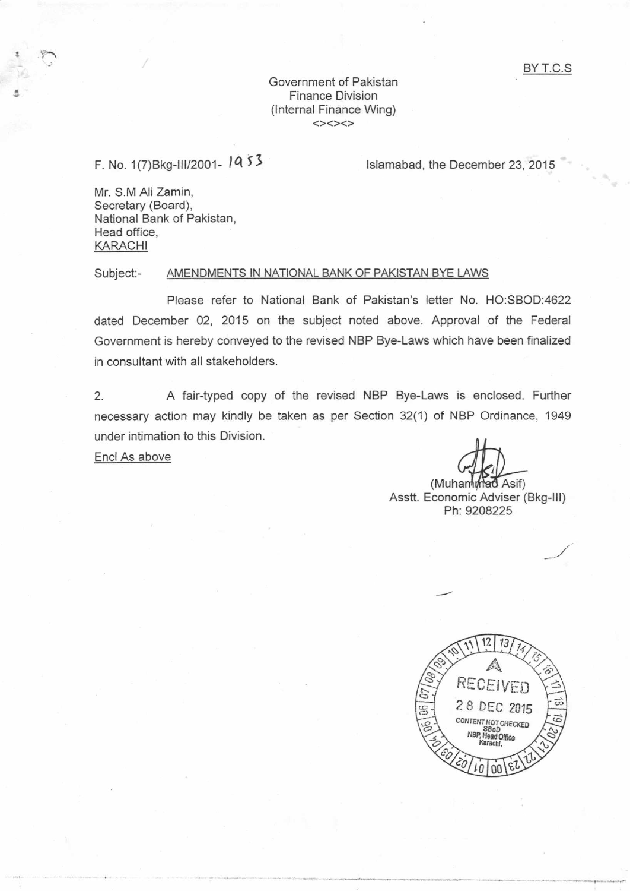BY T.C.S

Government of Pakistan
Finance Division
(Internal Finance Wing)
<><><>

F. No. 1(7)Bkg-III/2001- 1953

Islamabad, the December 23, 2015

Mr. S.M Ali Zamin,
Secretary (Board),
National Bank of Pakistan,
Head office,
KARACHI

Subject:- AMENDMENTS IN NATIONAL BANK OF PAKISTAN BYE LAWS

Please refer to National Bank of Pakistan's letter No. HO:SBOD:4622 dated December 02, 2015 on the subject noted above. Approval of the Federal Government is hereby conveyed to the revised NBP Bye-Laws which have been finalized in consultant with all stakeholders.

2. A fair-typed copy of the revised NBP Bye-Laws is enclosed. Further necessary action may kindly be taken as per Section 32(1) of NBP Ordinance, 1949 under intimation to this Division.

Encl As above

(Muhammad Asif)
Asstt. Economic Adviser (Bkg-III)
Ph: 9208225

RECEIVED
28 DEC 2015
CONTENT NOT CHECKED
SBoD
NBP, Head Office
Karachi.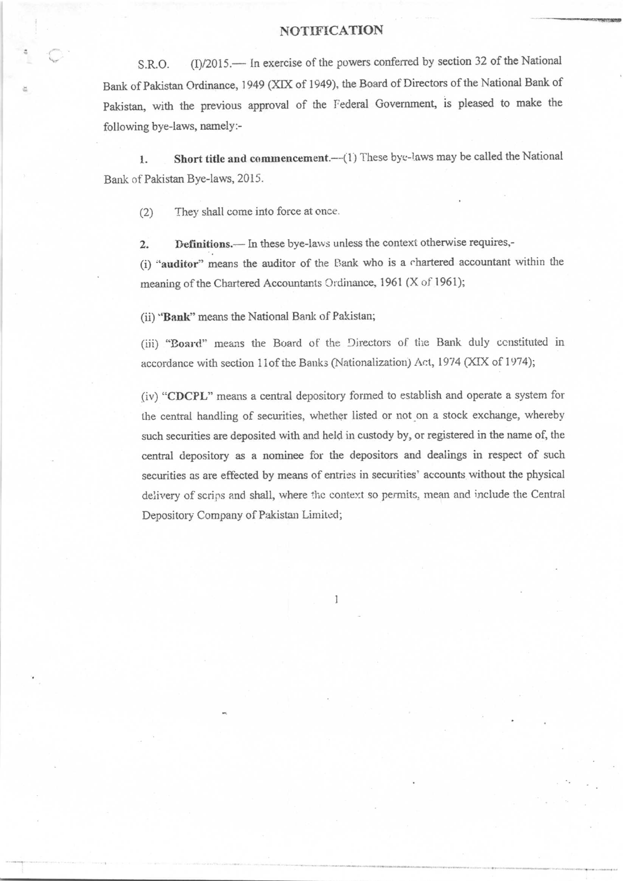# NOTIFICATION

S.R.O. (I)/2015.— In exercise of the powers conferred by section 32 of the National Bank of Pakistan Ordinance, 1949 (XIX of 1949), the Board of Directors of the National Bank of Pakistan, with the previous approval of the Federal Government, is pleased to make the following bye-laws, namely:-

1. **Short title and commencement.**—(1) These bye-laws may be called the National Bank of Pakistan Bye-laws, 2015.

(2) They shall come into force at once.

2. **Definitions.**— In these bye-laws unless the context otherwise requires,-

(i) "**auditor**" means the auditor of the Bank who is a chartered accountant within the meaning of the Chartered Accountants Ordinance, 1961 (X of 1961);

(ii) "**Bank**" means the National Bank of Pakistan;

(iii) "**Board**" means the Board of the Directors of the Bank duly constituted in accordance with section 11of the Banks (Nationalization) Act, 1974 (XIX of 1974);

(iv) "**CDCPL**" means a central depository formed to establish and operate a system for the central handling of securities, whether listed or not on a stock exchange, whereby such securities are deposited with and held in custody by, or registered in the name of, the central depository as a nominee for the depositors and dealings in respect of such securities as are effected by means of entries in securities' accounts without the physical delivery of scrips and shall, where the context so permits, mean and include the Central Depository Company of Pakistan Limited;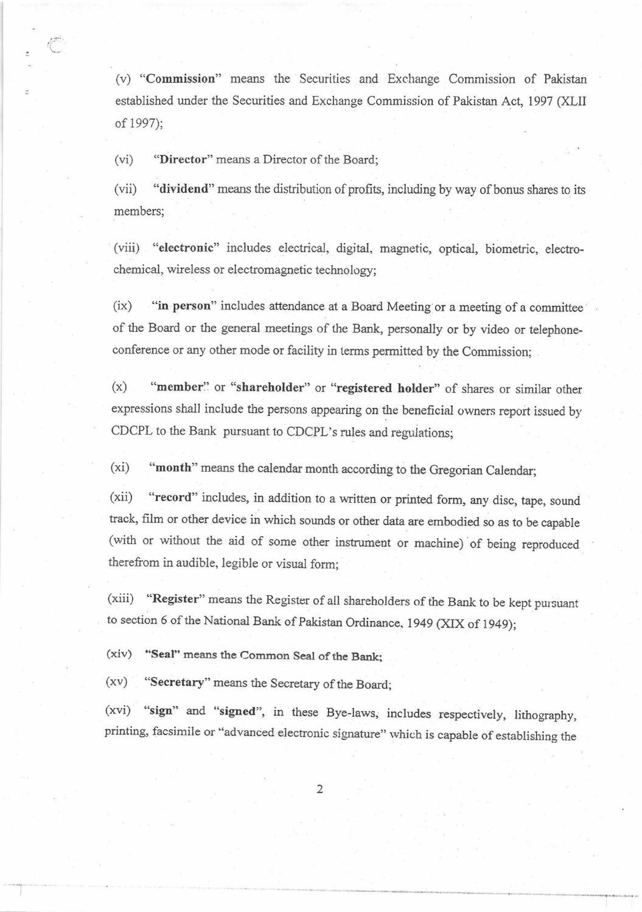(v) "**Commission**" means the Securities and Exchange Commission of Pakistan established under the Securities and Exchange Commission of Pakistan Act, 1997 (XLII of 1997);

(vi) "**Director**" means a Director of the Board;

(vii) "**dividend**" means the distribution of profits, including by way of bonus shares to its members;

(viii) "**electronic**" includes electrical, digital, magnetic, optical, biometric, electro-chemical, wireless or electromagnetic technology;

(ix) "**in person**" includes attendance at a Board Meeting or a meeting of a committee of the Board or the general meetings of the Bank, personally or by video or telephone-conference or any other mode or facility in terms permitted by the Commission;

(x) "**member**" or "**shareholder**" or "**registered holder**" of shares or similar other expressions shall include the persons appearing on the beneficial owners report issued by CDCPL to the Bank pursuant to CDCPL's rules and regulations;

(xi) "**month**" means the calendar month according to the Gregorian Calendar;

(xii) "**record**" includes, in addition to a written or printed form, any disc, tape, sound track, film or other device in which sounds or other data are embodied so as to be capable (with or without the aid of some other instrument or machine) of being reproduced therefrom in audible, legible or visual form;

(xiii) "**Register**" means the Register of all shareholders of the Bank to be kept pursuant to section 6 of the National Bank of Pakistan Ordinance, 1949 (XIX of 1949);

(xiv) "**Seal**" means the Common Seal of the Bank;

(xv) "**Secretary**" means the Secretary of the Board;

(xvi) "**sign**" and "**signed**", in these Bye-laws, includes respectively, lithography, printing, facsimile or "advanced electronic signature" which is capable of establishing the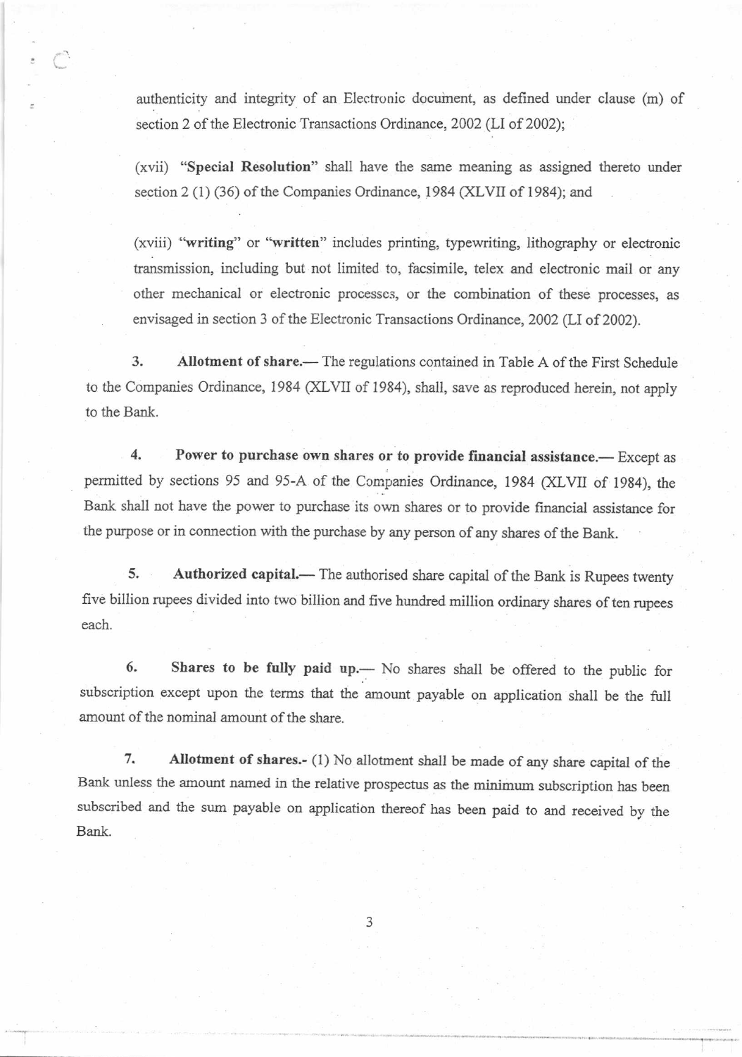authenticity and integrity of an Electronic document, as defined under clause (m) of section 2 of the Electronic Transactions Ordinance, 2002 (LI of 2002);

(xvii) "**Special Resolution**" shall have the same meaning as assigned thereto under section 2 (1) (36) of the Companies Ordinance, 1984 (XLVII of 1984); and

(xviii) "**writing**" or "**written**" includes printing, typewriting, lithography or electronic transmission, including but not limited to, facsimile, telex and electronic mail or any other mechanical or electronic processes, or the combination of these processes, as envisaged in section 3 of the Electronic Transactions Ordinance, 2002 (LI of 2002).

3. **Allotment of share.**— The regulations contained in Table A of the First Schedule to the Companies Ordinance, 1984 (XLVII of 1984), shall, save as reproduced herein, not apply to the Bank.

4. **Power to purchase own shares or to provide financial assistance.**— Except as permitted by sections 95 and 95-A of the Companies Ordinance, 1984 (XLVII of 1984), the Bank shall not have the power to purchase its own shares or to provide financial assistance for the purpose or in connection with the purchase by any person of any shares of the Bank.

5. **Authorized capital.**— The authorised share capital of the Bank is Rupees twenty five billion rupees divided into two billion and five hundred million ordinary shares of ten rupees each.

6. **Shares to be fully paid up.**— No shares shall be offered to the public for subscription except upon the terms that the amount payable on application shall be the full amount of the nominal amount of the share.

7. **Allotment of shares.-** (1) No allotment shall be made of any share capital of the Bank unless the amount named in the relative prospectus as the minimum subscription has been subscribed and the sum payable on application thereof has been paid to and received by the Bank.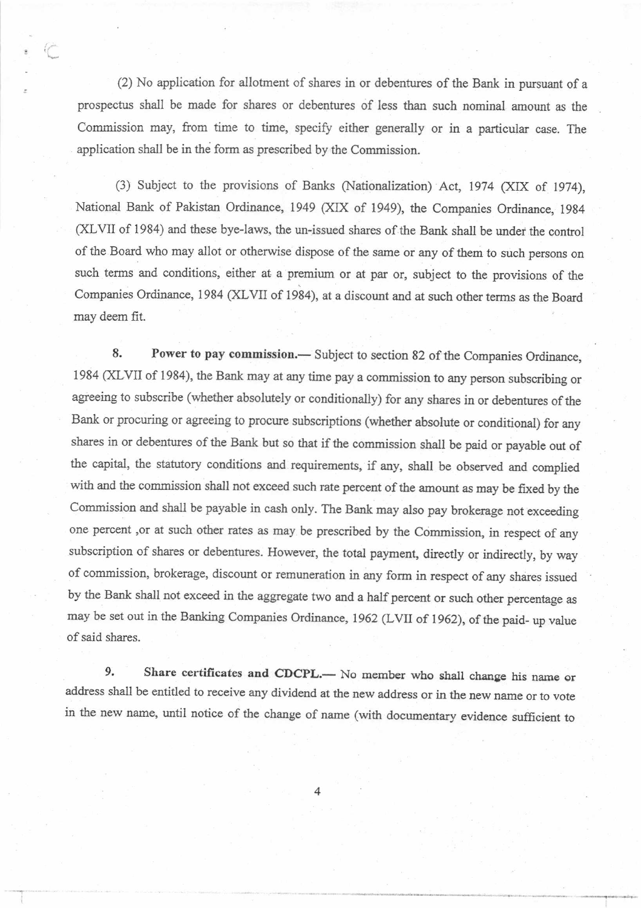(2) No application for allotment of shares in or debentures of the Bank in pursuant of a prospectus shall be made for shares or debentures of less than such nominal amount as the Commission may, from time to time, specify either generally or in a particular case. The application shall be in the form as prescribed by the Commission.

(3) Subject to the provisions of Banks (Nationalization) Act, 1974 (XIX of 1974), National Bank of Pakistan Ordinance, 1949 (XIX of 1949), the Companies Ordinance, 1984 (XLVII of 1984) and these bye-laws, the un-issued shares of the Bank shall be under the control of the Board who may allot or otherwise dispose of the same or any of them to such persons on such terms and conditions, either at a premium or at par or, subject to the provisions of the Companies Ordinance, 1984 (XLVII of 1984), at a discount and at such other terms as the Board may deem fit.

**8. Power to pay commission.—** Subject to section 82 of the Companies Ordinance, 1984 (XLVII of 1984), the Bank may at any time pay a commission to any person subscribing or agreeing to subscribe (whether absolutely or conditionally) for any shares in or debentures of the Bank or procuring or agreeing to procure subscriptions (whether absolute or conditional) for any shares in or debentures of the Bank but so that if the commission shall be paid or payable out of the capital, the statutory conditions and requirements, if any, shall be observed and complied with and the commission shall not exceed such rate percent of the amount as may be fixed by the Commission and shall be payable in cash only. The Bank may also pay brokerage not exceeding one percent ,or at such other rates as may be prescribed by the Commission, in respect of any subscription of shares or debentures. However, the total payment, directly or indirectly, by way of commission, brokerage, discount or remuneration in any form in respect of any shares issued by the Bank shall not exceed in the aggregate two and a half percent or such other percentage as may be set out in the Banking Companies Ordinance, 1962 (LVII of 1962), of the paid- up value of said shares.

**9. Share certificates and CDCPL.—** No member who shall change his name or address shall be entitled to receive any dividend at the new address or in the new name or to vote in the new name, until notice of the change of name (with documentary evidence sufficient to